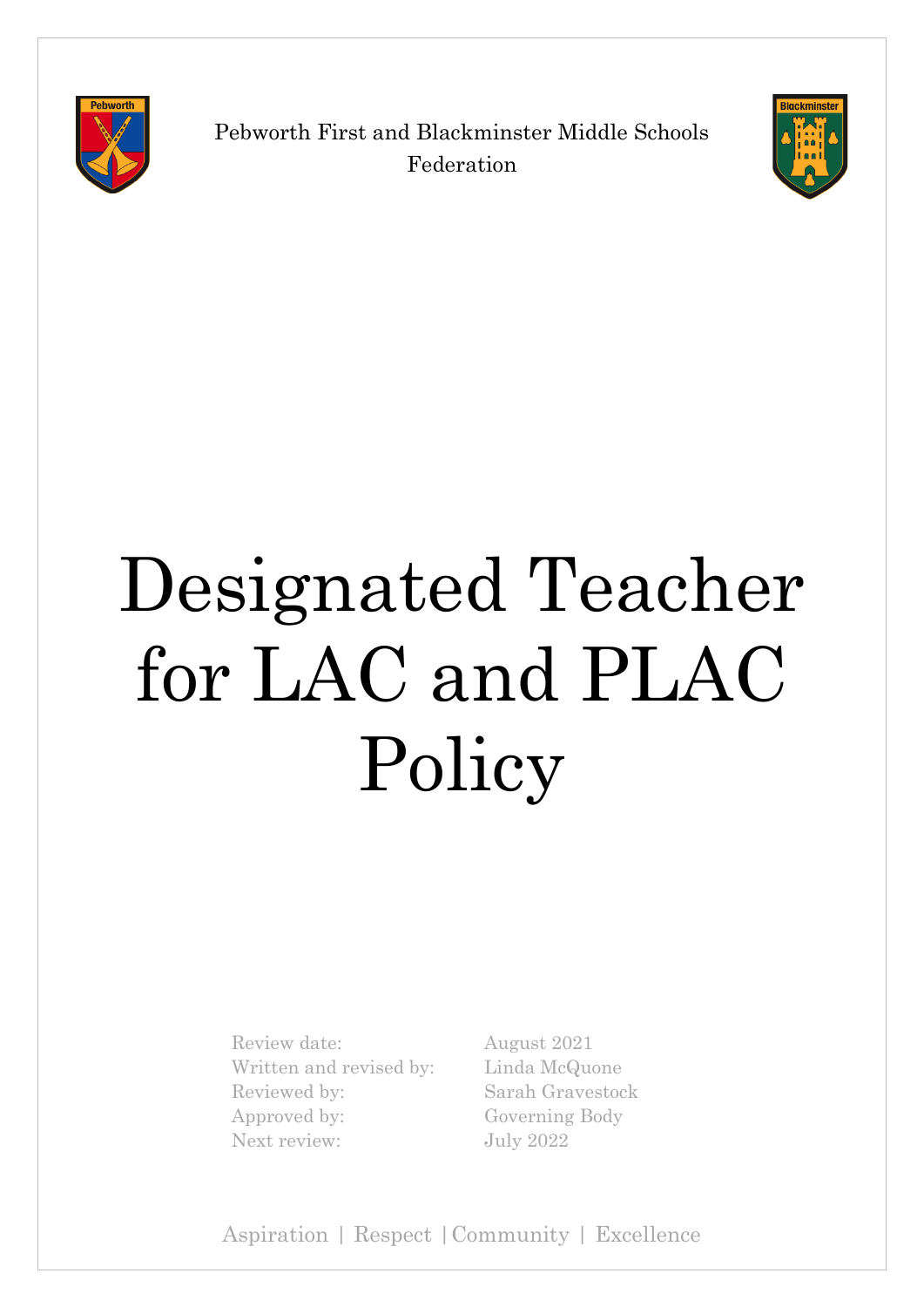Pebworth First and Blackminster Middle Schools Federation

# Designated Teacher for LAC and PLAC Policy

| | |
|---|---|
| Review date: | August 2021 |
| Written and revised by: | Linda McQuone |
| Reviewed by: | Sarah Gravestock |
| Approved by: | Governing Body |
| Next review: | July 2022 |

Aspiration | Respect | Community | Excellence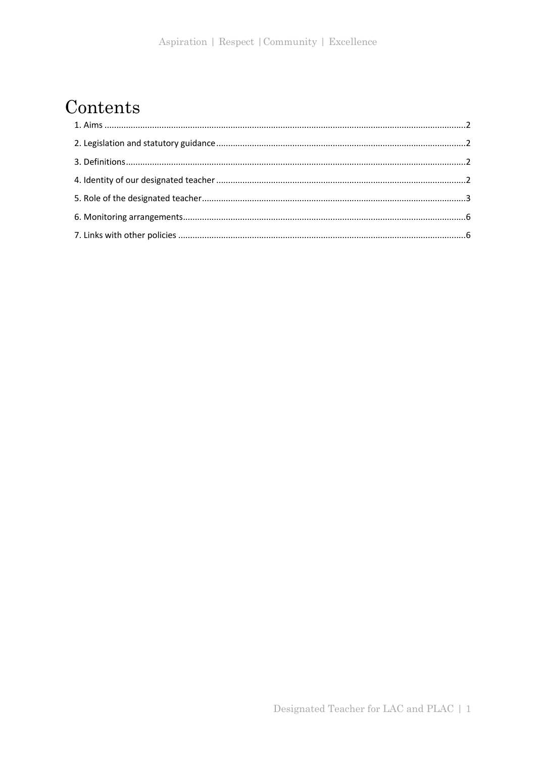# Contents

1. Aims ....................................................................................................................................................2
2. Legislation and statutory guidance ......................................................................................................2
3. Definitions ............................................................................................................................................2
4. Identity of our designated teacher .......................................................................................................2
5. Role of the designated teacher .............................................................................................................3
6. Monitoring arrangements.....................................................................................................................6
7. Links with other policies .......................................................................................................................6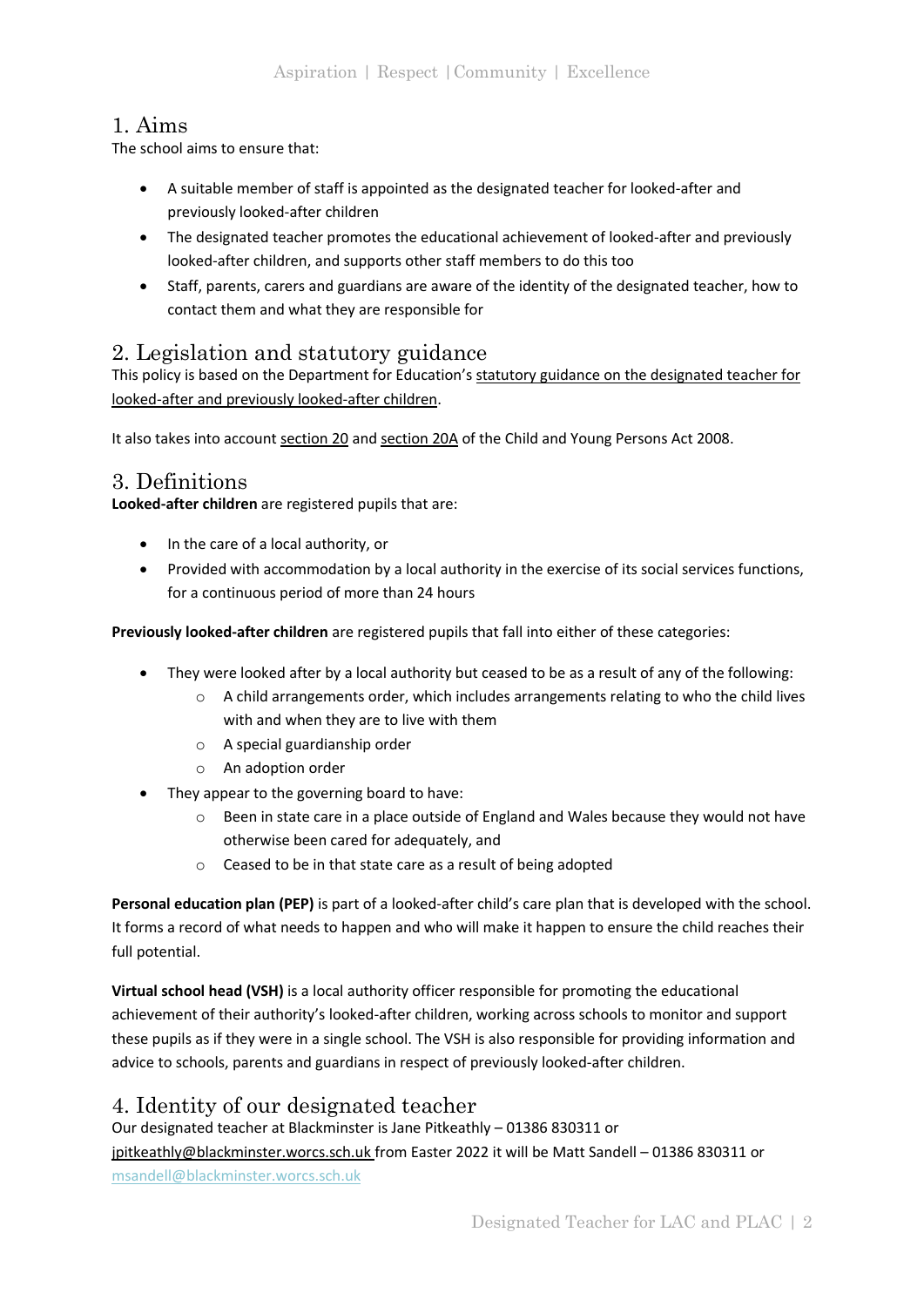## 1. Aims

The school aims to ensure that:

- A suitable member of staff is appointed as the designated teacher for looked-after and previously looked-after children
- The designated teacher promotes the educational achievement of looked-after and previously looked-after children, and supports other staff members to do this too
- Staff, parents, carers and guardians are aware of the identity of the designated teacher, how to contact them and what they are responsible for

## 2. Legislation and statutory guidance

This policy is based on the Department for Education's statutory guidance on the designated teacher for looked-after and previously looked-after children.

It also takes into account section 20 and section 20A of the Child and Young Persons Act 2008.

## 3. Definitions

**Looked-after children** are registered pupils that are:

- In the care of a local authority, or
- Provided with accommodation by a local authority in the exercise of its social services functions, for a continuous period of more than 24 hours

**Previously looked-after children** are registered pupils that fall into either of these categories:

- They were looked after by a local authority but ceased to be as a result of any of the following:
    - A child arrangements order, which includes arrangements relating to who the child lives with and when they are to live with them
    - A special guardianship order
    - An adoption order
- They appear to the governing board to have:
    - Been in state care in a place outside of England and Wales because they would not have otherwise been cared for adequately, and
    - Ceased to be in that state care as a result of being adopted

**Personal education plan (PEP)** is part of a looked-after child's care plan that is developed with the school. It forms a record of what needs to happen and who will make it happen to ensure the child reaches their full potential.

**Virtual school head (VSH)** is a local authority officer responsible for promoting the educational achievement of their authority's looked-after children, working across schools to monitor and support these pupils as if they were in a single school. The VSH is also responsible for providing information and advice to schools, parents and guardians in respect of previously looked-after children.

## 4. Identity of our designated teacher

Our designated teacher at Blackminster is Jane Pitkeathly – 01386 830311 or jpitkeathly@blackminster.worcs.sch.uk from Easter 2022 it will be Matt Sandell – 01386 830311 or msandell@blackminster.worcs.sch.uk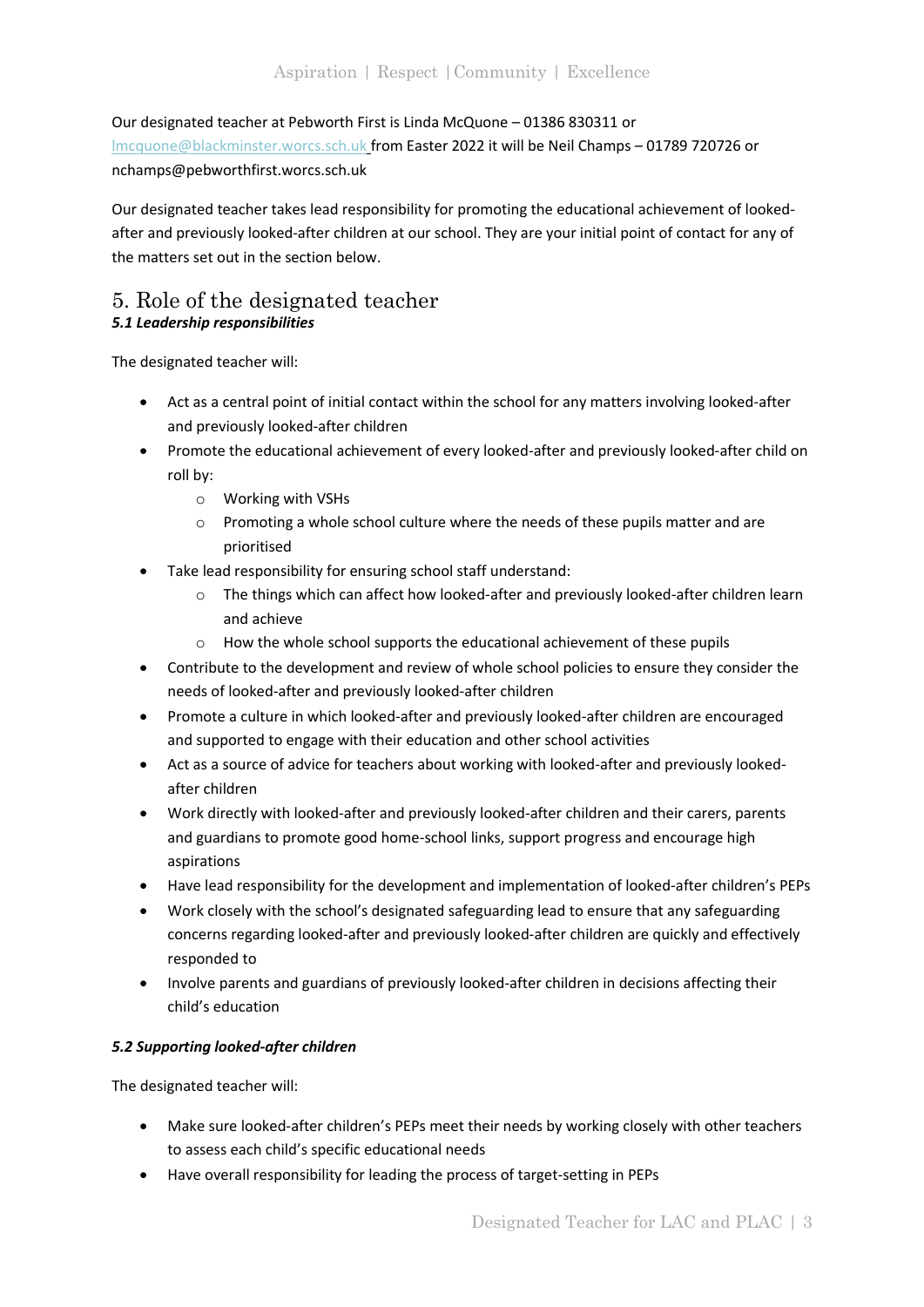Our designated teacher at Pebworth First is Linda McQuone – 01386 830311 or lmcquone@blackminster.worcs.sch.uk from Easter 2022 it will be Neil Champs – 01789 720726 or nchamps@pebworthfirst.worcs.sch.uk

Our designated teacher takes lead responsibility for promoting the educational achievement of looked-after and previously looked-after children at our school. They are your initial point of contact for any of the matters set out in the section below.

# 5. Role of the designated teacher

### *5.1 Leadership responsibilities*

The designated teacher will:

- Act as a central point of initial contact within the school for any matters involving looked-after and previously looked-after children
- Promote the educational achievement of every looked-after and previously looked-after child on roll by:
    - Working with VSHs
    - Promoting a whole school culture where the needs of these pupils matter and are prioritised
- Take lead responsibility for ensuring school staff understand:
    - The things which can affect how looked-after and previously looked-after children learn and achieve
    - How the whole school supports the educational achievement of these pupils
- Contribute to the development and review of whole school policies to ensure they consider the needs of looked-after and previously looked-after children
- Promote a culture in which looked-after and previously looked-after children are encouraged and supported to engage with their education and other school activities
- Act as a source of advice for teachers about working with looked-after and previously looked-after children
- Work directly with looked-after and previously looked-after children and their carers, parents and guardians to promote good home-school links, support progress and encourage high aspirations
- Have lead responsibility for the development and implementation of looked-after children's PEPs
- Work closely with the school's designated safeguarding lead to ensure that any safeguarding concerns regarding looked-after and previously looked-after children are quickly and effectively responded to
- Involve parents and guardians of previously looked-after children in decisions affecting their child's education

### *5.2 Supporting looked-after children*

The designated teacher will:

- Make sure looked-after children's PEPs meet their needs by working closely with other teachers to assess each child's specific educational needs
- Have overall responsibility for leading the process of target-setting in PEPs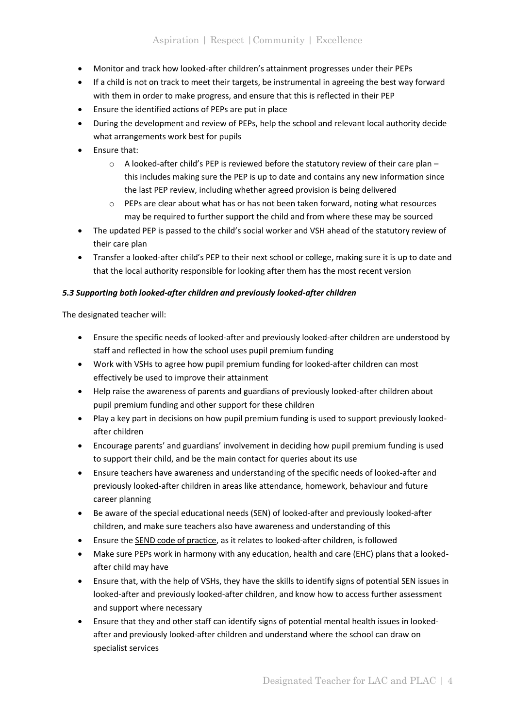- Monitor and track how looked-after children's attainment progresses under their PEPs
- If a child is not on track to meet their targets, be instrumental in agreeing the best way forward with them in order to make progress, and ensure that this is reflected in their PEP
- Ensure the identified actions of PEPs are put in place
- During the development and review of PEPs, help the school and relevant local authority decide what arrangements work best for pupils
- Ensure that:
  - A looked-after child's PEP is reviewed before the statutory review of their care plan – this includes making sure the PEP is up to date and contains any new information since the last PEP review, including whether agreed provision is being delivered
  - PEPs are clear about what has or has not been taken forward, noting what resources may be required to further support the child and from where these may be sourced
- The updated PEP is passed to the child's social worker and VSH ahead of the statutory review of their care plan
- Transfer a looked-after child's PEP to their next school or college, making sure it is up to date and that the local authority responsible for looking after them has the most recent version

***5.3 Supporting both looked-after children and previously looked-after children***

The designated teacher will:

- Ensure the specific needs of looked-after and previously looked-after children are understood by staff and reflected in how the school uses pupil premium funding
- Work with VSHs to agree how pupil premium funding for looked-after children can most effectively be used to improve their attainment
- Help raise the awareness of parents and guardians of previously looked-after children about pupil premium funding and other support for these children
- Play a key part in decisions on how pupil premium funding is used to support previously looked-after children
- Encourage parents' and guardians' involvement in deciding how pupil premium funding is used to support their child, and be the main contact for queries about its use
- Ensure teachers have awareness and understanding of the specific needs of looked-after and previously looked-after children in areas like attendance, homework, behaviour and future career planning
- Be aware of the special educational needs (SEN) of looked-after and previously looked-after children, and make sure teachers also have awareness and understanding of this
- Ensure the SEND code of practice, as it relates to looked-after children, is followed
- Make sure PEPs work in harmony with any education, health and care (EHC) plans that a looked-after child may have
- Ensure that, with the help of VSHs, they have the skills to identify signs of potential SEN issues in looked-after and previously looked-after children, and know how to access further assessment and support where necessary
- Ensure that they and other staff can identify signs of potential mental health issues in looked-after and previously looked-after children and understand where the school can draw on specialist services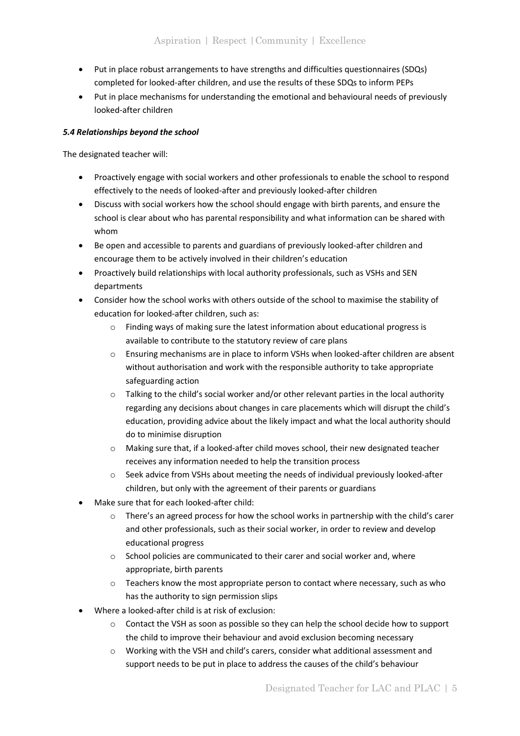- Put in place robust arrangements to have strengths and difficulties questionnaires (SDQs) completed for looked-after children, and use the results of these SDQs to inform PEPs
- Put in place mechanisms for understanding the emotional and behavioural needs of previously looked-after children

### *5.4 Relationships beyond the school*

The designated teacher will:

- Proactively engage with social workers and other professionals to enable the school to respond effectively to the needs of looked-after and previously looked-after children
- Discuss with social workers how the school should engage with birth parents, and ensure the school is clear about who has parental responsibility and what information can be shared with whom
- Be open and accessible to parents and guardians of previously looked-after children and encourage them to be actively involved in their children's education
- Proactively build relationships with local authority professionals, such as VSHs and SEN departments
- Consider how the school works with others outside of the school to maximise the stability of education for looked-after children, such as:
    - Finding ways of making sure the latest information about educational progress is available to contribute to the statutory review of care plans
    - Ensuring mechanisms are in place to inform VSHs when looked-after children are absent without authorisation and work with the responsible authority to take appropriate safeguarding action
    - Talking to the child's social worker and/or other relevant parties in the local authority regarding any decisions about changes in care placements which will disrupt the child's education, providing advice about the likely impact and what the local authority should do to minimise disruption
    - Making sure that, if a looked-after child moves school, their new designated teacher receives any information needed to help the transition process
    - Seek advice from VSHs about meeting the needs of individual previously looked-after children, but only with the agreement of their parents or guardians
- Make sure that for each looked-after child:
    - There's an agreed process for how the school works in partnership with the child's carer and other professionals, such as their social worker, in order to review and develop educational progress
    - School policies are communicated to their carer and social worker and, where appropriate, birth parents
    - Teachers know the most appropriate person to contact where necessary, such as who has the authority to sign permission slips
- Where a looked-after child is at risk of exclusion:
    - Contact the VSH as soon as possible so they can help the school decide how to support the child to improve their behaviour and avoid exclusion becoming necessary
    - Working with the VSH and child's carers, consider what additional assessment and support needs to be put in place to address the causes of the child's behaviour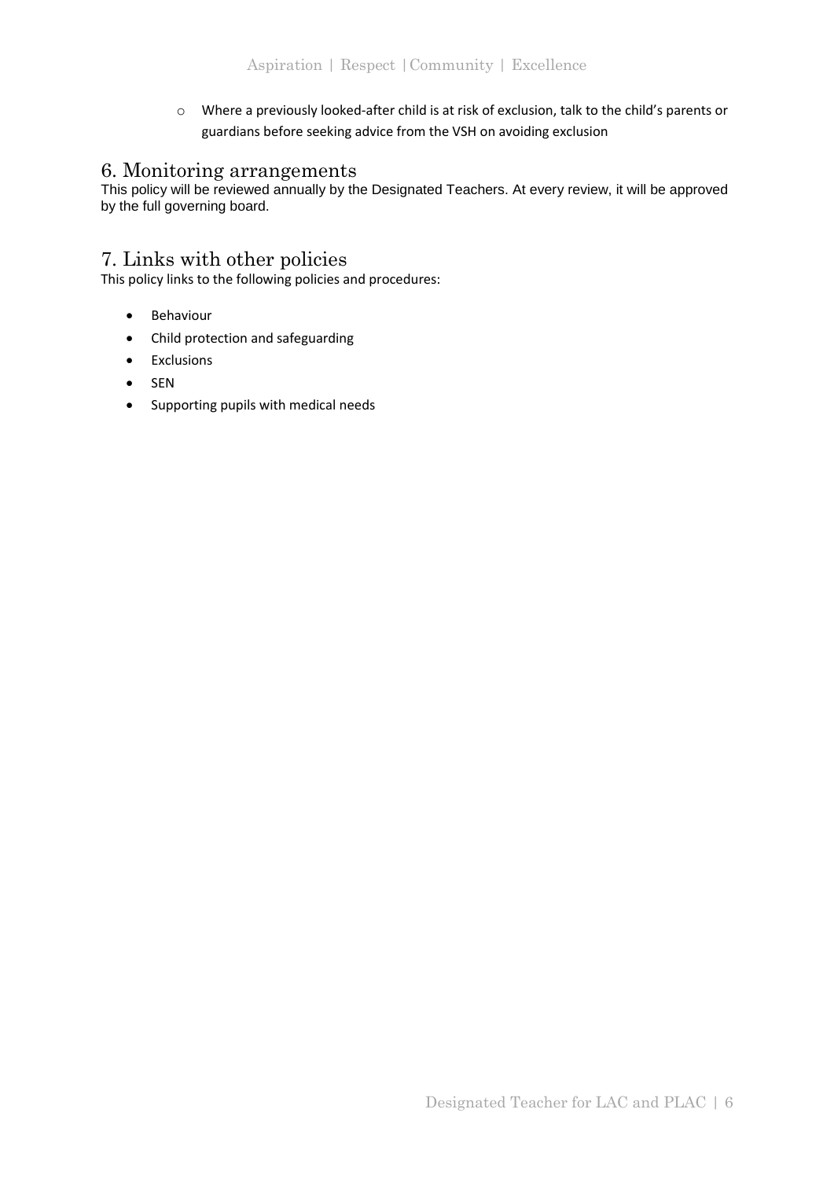- Where a previously looked-after child is at risk of exclusion, talk to the child's parents or guardians before seeking advice from the VSH on avoiding exclusion

## 6. Monitoring arrangements

This policy will be reviewed annually by the Designated Teachers. At every review, it will be approved by the full governing board.

## 7. Links with other policies

This policy links to the following policies and procedures:

- Behaviour
- Child protection and safeguarding
- Exclusions
- SEN
- Supporting pupils with medical needs